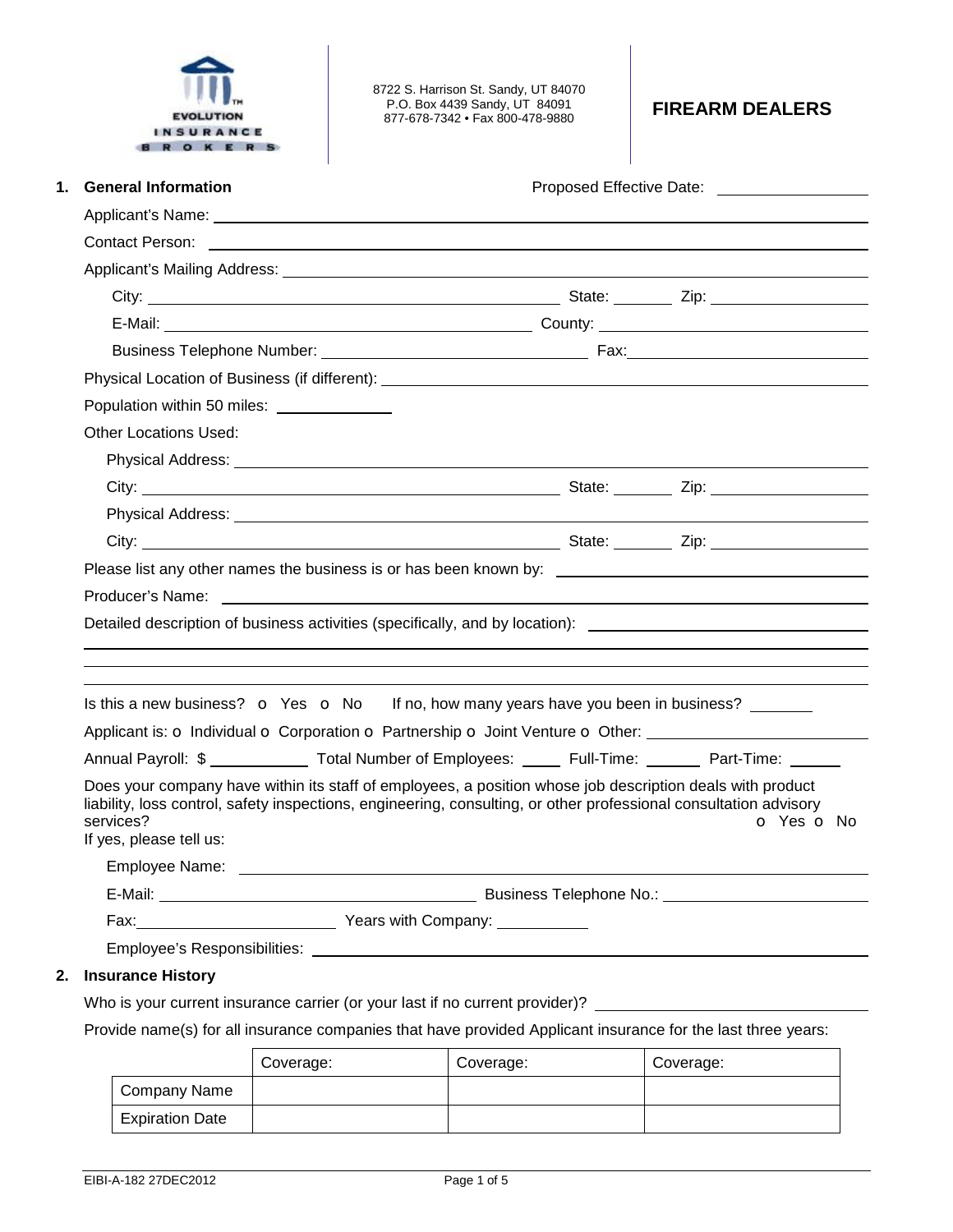EVOLUTION INSURANCE BROKERS

8722 S. Harrison St. Sandy, UT 84070
P.O. Box 4439 Sandy, UT 84091
877-678-7342 • Fax 800-478-9880

# FIREARM DEALERS

## 1. General Information

Proposed Effective Date: ________________

Applicant's Name: ________________

Contact Person: ________________

Applicant's Mailing Address: ________________

City: ________________ State: ________ Zip: ________________

E-Mail: ________________ County: ________________

Business Telephone Number: ________________ Fax: ________________

Physical Location of Business (if different): ________________

Population within 50 miles: ____________

Other Locations Used:

Physical Address: ________________

City: ________________ State: ________ Zip: ________________

Physical Address: ________________

City: ________________ State: ________ Zip: ________________

Please list any other names the business is or has been known by: ________________

Producer's Name: ________________

Detailed description of business activities (specifically, and by location): ________________

________________

________________

________________

Is this a new business? o Yes o No If no, how many years have you been in business? ________

Applicant is: o Individual o Corporation o Partnership o Joint Venture o Other: ________________

Annual Payroll: $ ____________ Total Number of Employees: _____ Full-Time: _______ Part-Time: ______

Does your company have within its staff of employees, a position whose job description deals with product liability, loss control, safety inspections, engineering, consulting, or other professional consultation advisory services? o Yes o No

If yes, please tell us:

Employee Name: ________________

E-Mail: ________________ Business Telephone No.: ________________

Fax: ________________ Years with Company: ___________

Employee's Responsibilities: ________________

## 2. Insurance History

Who is your current insurance carrier (or your last if no current provider)? ________________

Provide name(s) for all insurance companies that have provided Applicant insurance for the last three years:

| | Coverage: | Coverage: | Coverage: |
|---|---|---|---|
| Company Name | | | |
| Expiration Date | | | |

EIBI-A-182 27DEC2012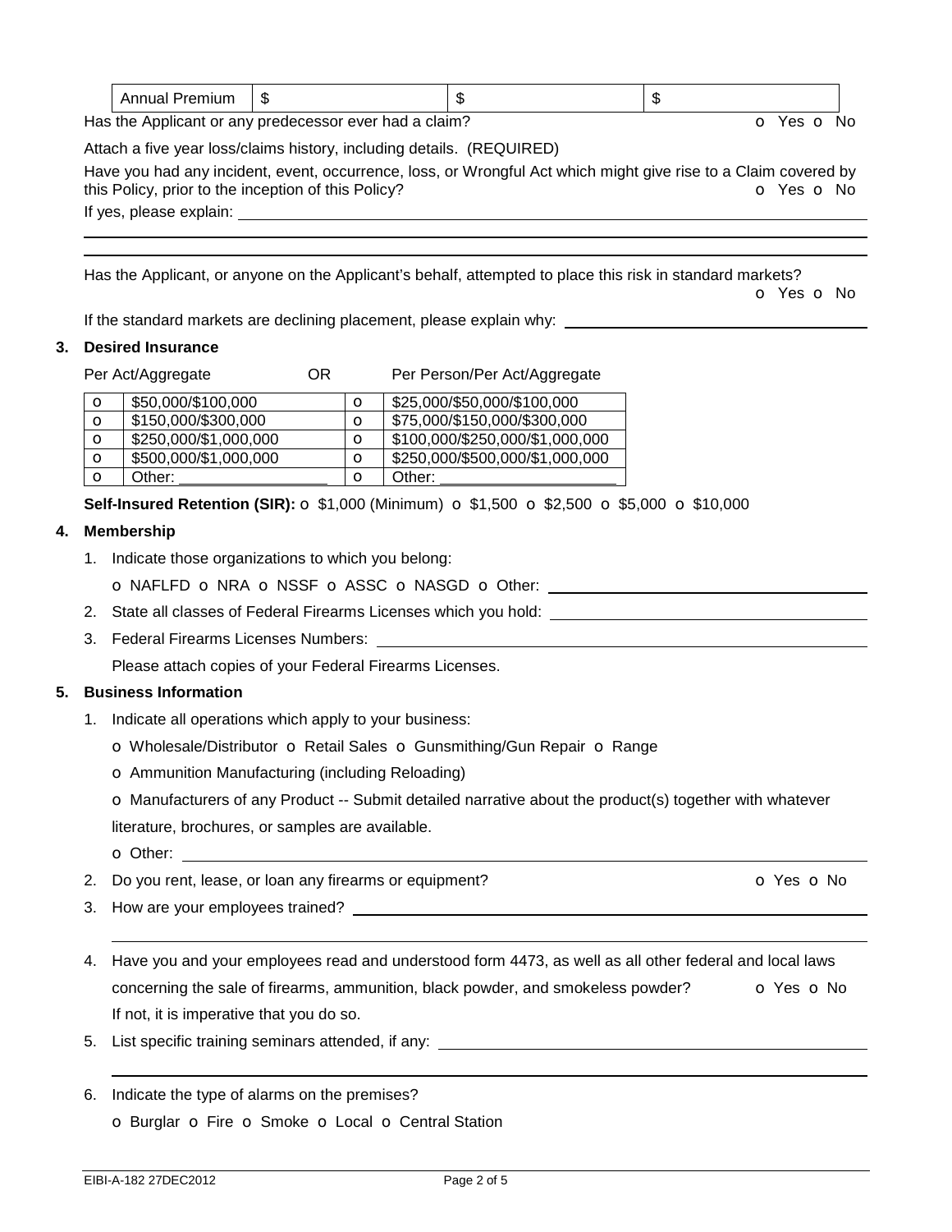| Annual Premium | $ | $ | $ |
|---|---|---|---|

Has the Applicant or any predecessor ever had a claim? o Yes o No

Attach a five year loss/claims history, including details. (REQUIRED)

Have you had any incident, event, occurrence, loss, or Wrongful Act which might give rise to a Claim covered by this Policy, prior to the inception of this Policy? o Yes o No

If yes, please explain: ____________________

Has the Applicant, or anyone on the Applicant's behalf, attempted to place this risk in standard markets? o Yes o No

If the standard markets are declining placement, please explain why: ____________________

## 3. Desired Insurance

| | Per Act/Aggregate | OR | Per Person/Per Act/Aggregate |
|---|---|---|---|
| o | $50,000/$100,000 | o | $25,000/$50,000/$100,000 |
| o | $150,000/$300,000 | o | $75,000/$150,000/$300,000 |
| o | $250,000/$1,000,000 | o | $100,000/$250,000/$1,000,000 |
| o | $500,000/$1,000,000 | o | $250,000/$500,000/$1,000,000 |
| o | Other: ____________ | o | Other: ____________ |

**Self-Insured Retention (SIR):** o $1,000 (Minimum) o $1,500 o $2,500 o $5,000 o $10,000

## 4. Membership

1. Indicate those organizations to which you belong:

   o NAFLFD o NRA o NSSF o ASSC o NASGD o Other: ____________________

2. State all classes of Federal Firearms Licenses which you hold: ____________________

3. Federal Firearms Licenses Numbers: ____________________

   Please attach copies of your Federal Firearms Licenses.

## 5. Business Information

1. Indicate all operations which apply to your business:

   o Wholesale/Distributor o Retail Sales o Gunsmithing/Gun Repair o Range

   o Ammunition Manufacturing (including Reloading)

   o Manufacturers of any Product -- Submit detailed narrative about the product(s) together with whatever literature, brochures, or samples are available.

   o Other: ____________________

2. Do you rent, lease, or loan any firearms or equipment? o Yes o No

3. How are your employees trained? ____________________

4. Have you and your employees read and understood form 4473, as well as all other federal and local laws concerning the sale of firearms, ammunition, black powder, and smokeless powder? o Yes o No

   If not, it is imperative that you do so.

5. List specific training seminars attended, if any: ____________________

6. Indicate the type of alarms on the premises?

   o Burglar o Fire o Smoke o Local o Central Station

EIBI-A-182 27DEC2012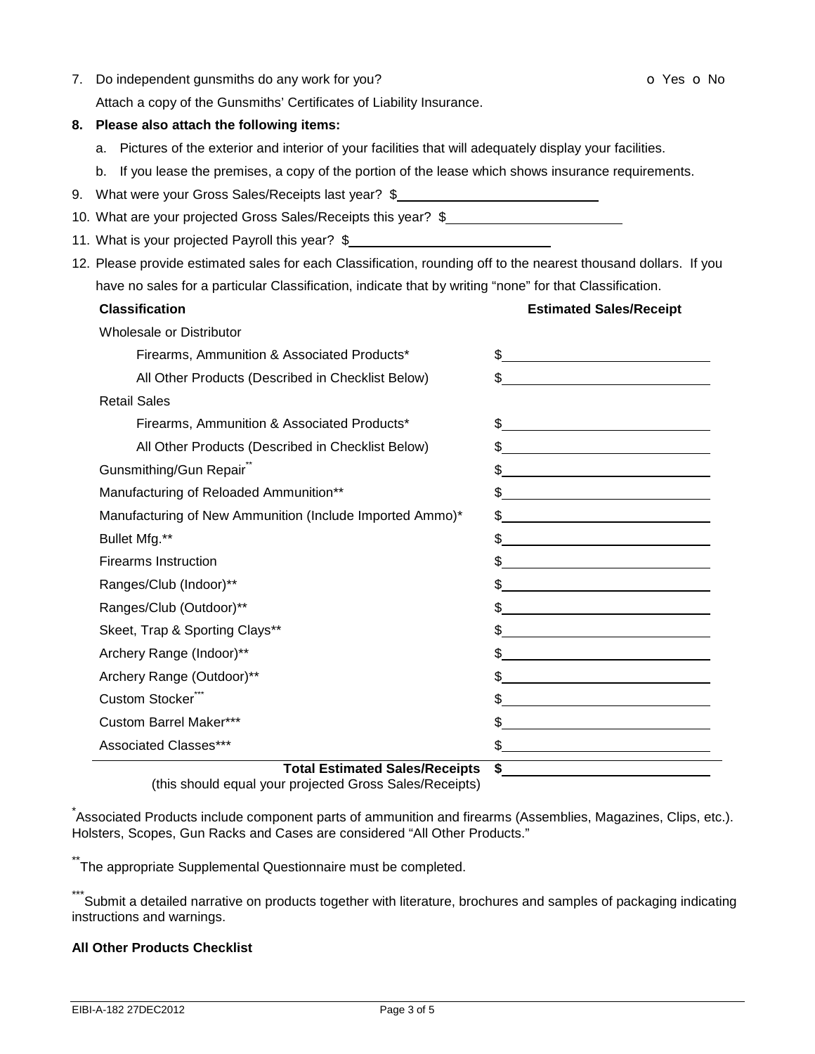7. Do independent gunsmiths do any work for you? o Yes o No

   Attach a copy of the Gunsmiths' Certificates of Liability Insurance.

**8. Please also attach the following items:**

   a. Pictures of the exterior and interior of your facilities that will adequately display your facilities.

   b. If you lease the premises, a copy of the portion of the lease which shows insurance requirements.

9. What were your Gross Sales/Receipts last year? $\_\_\_\_\_\_\_\_\_\_\_\_\_\_\_\_\_\_\_\_

10. What are your projected Gross Sales/Receipts this year? $\_\_\_\_\_\_\_\_\_\_\_\_\_\_\_\_\_\_\_\_

11. What is your projected Payroll this year? $\_\_\_\_\_\_\_\_\_\_\_\_\_\_\_\_\_\_\_\_

12. Please provide estimated sales for each Classification, rounding off to the nearest thousand dollars. If you have no sales for a particular Classification, indicate that by writing "none" for that Classification.

| **Classification** | **Estimated Sales/Receipt** |
|---|---|
| Wholesale or Distributor | |
| Firearms, Ammunition & Associated Products* | $ |
| All Other Products (Described in Checklist Below) | $ |
| Retail Sales | |
| Firearms, Ammunition & Associated Products* | $ |
| All Other Products (Described in Checklist Below) | $ |
| Gunsmithing/Gun Repair** | $ |
| Manufacturing of Reloaded Ammunition** | $ |
| Manufacturing of New Ammunition (Include Imported Ammo)* | $ |
| Bullet Mfg.** | $ |
| Firearms Instruction | $ |
| Ranges/Club (Indoor)** | $ |
| Ranges/Club (Outdoor)** | $ |
| Skeet, Trap & Sporting Clays** | $ |
| Archery Range (Indoor)** | $ |
| Archery Range (Outdoor)** | $ |
| Custom Stocker*** | $ |
| Custom Barrel Maker*** | $ |
| Associated Classes*** | $ |
| **Total Estimated Sales/Receipts** (this should equal your projected Gross Sales/Receipts) | **$** |

*Associated Products include component parts of ammunition and firearms (Assemblies, Magazines, Clips, etc.). Holsters, Scopes, Gun Racks and Cases are considered "All Other Products."

**The appropriate Supplemental Questionnaire must be completed.

***Submit a detailed narrative on products together with literature, brochures and samples of packaging indicating instructions and warnings.

**All Other Products Checklist**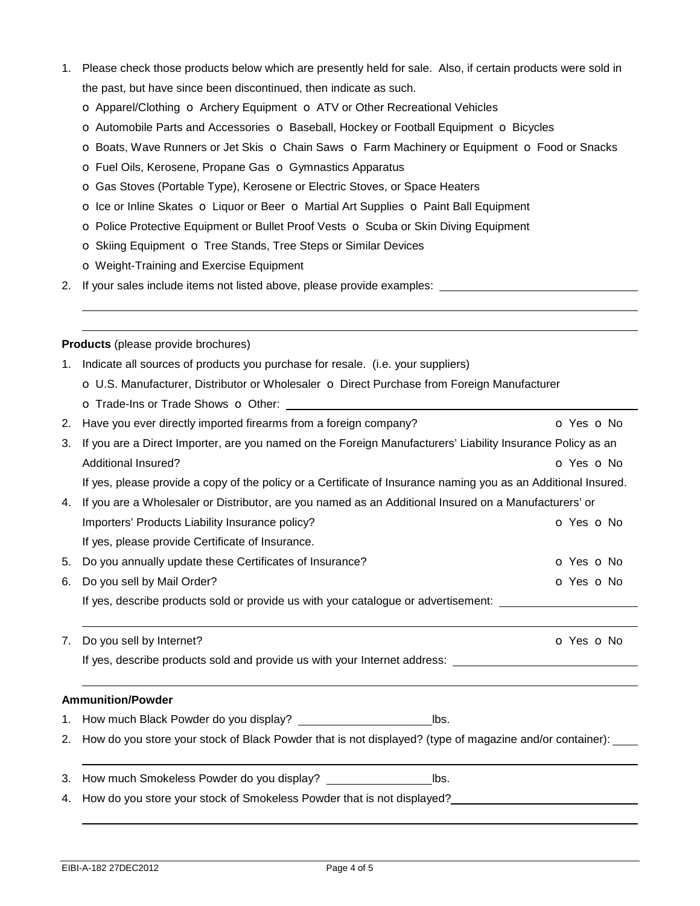1. Please check those products below which are presently held for sale. Also, if certain products were sold in the past, but have since been discontinued, then indicate as such.
   - o Apparel/Clothing o Archery Equipment o ATV or Other Recreational Vehicles
   - o Automobile Parts and Accessories o Baseball, Hockey or Football Equipment o Bicycles
   - o Boats, Wave Runners or Jet Skis o Chain Saws o Farm Machinery or Equipment o Food or Snacks
   - o Fuel Oils, Kerosene, Propane Gas o Gymnastics Apparatus
   - o Gas Stoves (Portable Type), Kerosene or Electric Stoves, or Space Heaters
   - o Ice or Inline Skates o Liquor or Beer o Martial Art Supplies o Paint Ball Equipment
   - o Police Protective Equipment or Bullet Proof Vests o Scuba or Skin Diving Equipment
   - o Skiing Equipment o Tree Stands, Tree Steps or Similar Devices
   - o Weight-Training and Exercise Equipment
2. If your sales include items not listed above, please provide examples: ______________________________

______________________________________________________________________

______________________________________________________________________

**Products** (please provide brochures)

1. Indicate all sources of products you purchase for resale. (i.e. your suppliers)
   - o U.S. Manufacturer, Distributor or Wholesaler o Direct Purchase from Foreign Manufacturer
   - o Trade-Ins or Trade Shows o Other: ______________________________
2. Have you ever directly imported firearms from a foreign company? o Yes o No
3. If you are a Direct Importer, are you named on the Foreign Manufacturers' Liability Insurance Policy as an Additional Insured? o Yes o No

   If yes, please provide a copy of the policy or a Certificate of Insurance naming you as an Additional Insured.
4. If you are a Wholesaler or Distributor, are you named as an Additional Insured on a Manufacturers' or Importers' Products Liability Insurance policy? o Yes o No

   If yes, please provide Certificate of Insurance.
5. Do you annually update these Certificates of Insurance? o Yes o No
6. Do you sell by Mail Order? o Yes o No

   If yes, describe products sold or provide us with your catalogue or advertisement: ____________________

   ______________________________________________________________________
7. Do you sell by Internet? o Yes o No

   If yes, describe products sold and provide us with your Internet address: ____________________

   ______________________________________________________________________

**Ammunition/Powder**

1. How much Black Powder do you display? ____________________ lbs.
2. How do you store your stock of Black Powder that is not displayed? (type of magazine and/or container): ____

   ______________________________________________________________________
3. How much Smokeless Powder do you display? ________________ lbs.
4. How do you store your stock of Smokeless Powder that is not displayed? ______________________________

   ______________________________________________________________________

EIBI-A-182 27DEC2012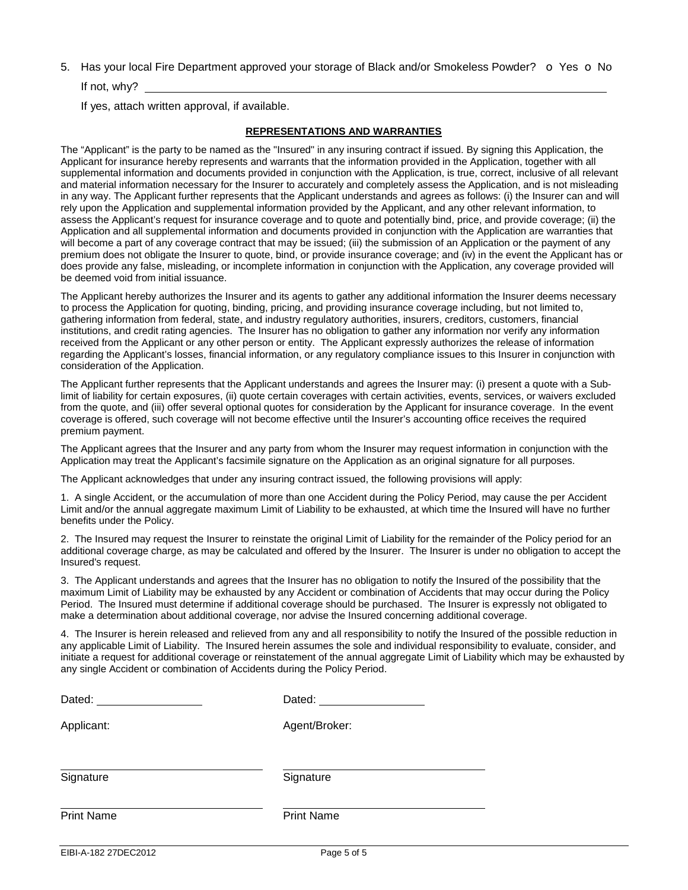5. Has your local Fire Department approved your storage of Black and/or Smokeless Powder? o Yes o No

   If not, why? \_\_\_\_\_\_\_\_\_\_\_\_\_\_\_\_\_\_\_\_\_\_\_\_\_\_\_\_\_\_\_\_\_\_\_\_\_\_\_\_

   If yes, attach written approval, if available.

**REPRESENTATIONS AND WARRANTIES**

The "Applicant" is the party to be named as the "Insured" in any insuring contract if issued. By signing this Application, the Applicant for insurance hereby represents and warrants that the information provided in the Application, together with all supplemental information and documents provided in conjunction with the Application, is true, correct, inclusive of all relevant and material information necessary for the Insurer to accurately and completely assess the Application, and is not misleading in any way. The Applicant further represents that the Applicant understands and agrees as follows: (i) the Insurer can and will rely upon the Application and supplemental information provided by the Applicant, and any other relevant information, to assess the Applicant's request for insurance coverage and to quote and potentially bind, price, and provide coverage; (ii) the Application and all supplemental information and documents provided in conjunction with the Application are warranties that will become a part of any coverage contract that may be issued; (iii) the submission of an Application or the payment of any premium does not obligate the Insurer to quote, bind, or provide insurance coverage; and (iv) in the event the Applicant has or does provide any false, misleading, or incomplete information in conjunction with the Application, any coverage provided will be deemed void from initial issuance.

The Applicant hereby authorizes the Insurer and its agents to gather any additional information the Insurer deems necessary to process the Application for quoting, binding, pricing, and providing insurance coverage including, but not limited to, gathering information from federal, state, and industry regulatory authorities, insurers, creditors, customers, financial institutions, and credit rating agencies. The Insurer has no obligation to gather any information nor verify any information received from the Applicant or any other person or entity. The Applicant expressly authorizes the release of information regarding the Applicant's losses, financial information, or any regulatory compliance issues to this Insurer in conjunction with consideration of the Application.

The Applicant further represents that the Applicant understands and agrees the Insurer may: (i) present a quote with a Sub-limit of liability for certain exposures, (ii) quote certain coverages with certain activities, events, services, or waivers excluded from the quote, and (iii) offer several optional quotes for consideration by the Applicant for insurance coverage. In the event coverage is offered, such coverage will not become effective until the Insurer's accounting office receives the required premium payment.

The Applicant agrees that the Insurer and any party from whom the Insurer may request information in conjunction with the Application may treat the Applicant's facsimile signature on the Application as an original signature for all purposes.

The Applicant acknowledges that under any insuring contract issued, the following provisions will apply:

1. A single Accident, or the accumulation of more than one Accident during the Policy Period, may cause the per Accident Limit and/or the annual aggregate maximum Limit of Liability to be exhausted, at which time the Insured will have no further benefits under the Policy.

2. The Insured may request the Insurer to reinstate the original Limit of Liability for the remainder of the Policy period for an additional coverage charge, as may be calculated and offered by the Insurer. The Insurer is under no obligation to accept the Insured's request.

3. The Applicant understands and agrees that the Insurer has no obligation to notify the Insured of the possibility that the maximum Limit of Liability may be exhausted by any Accident or combination of Accidents that may occur during the Policy Period. The Insured must determine if additional coverage should be purchased. The Insurer is expressly not obligated to make a determination about additional coverage, nor advise the Insured concerning additional coverage.

4. The Insurer is herein released and relieved from any and all responsibility to notify the Insured of the possible reduction in any applicable Limit of Liability. The Insured herein assumes the sole and individual responsibility to evaluate, consider, and initiate a request for additional coverage or reinstatement of the annual aggregate Limit of Liability which may be exhausted by any single Accident or combination of Accidents during the Policy Period.

| | |
|---|---|
| Dated: \_\_\_\_\_\_\_\_\_\_\_\_ | Dated: \_\_\_\_\_\_\_\_\_\_\_\_ |
| Applicant: | Agent/Broker: |
| \_\_\_\_\_\_\_\_\_\_\_\_\_\_\_\_\_\_\_\_ | \_\_\_\_\_\_\_\_\_\_\_\_\_\_\_\_\_\_\_\_ |
| Signature | Signature |
| \_\_\_\_\_\_\_\_\_\_\_\_\_\_\_\_\_\_\_\_ | \_\_\_\_\_\_\_\_\_\_\_\_\_\_\_\_\_\_\_\_ |
| Print Name | Print Name |

EIBI-A-182 27DEC2012